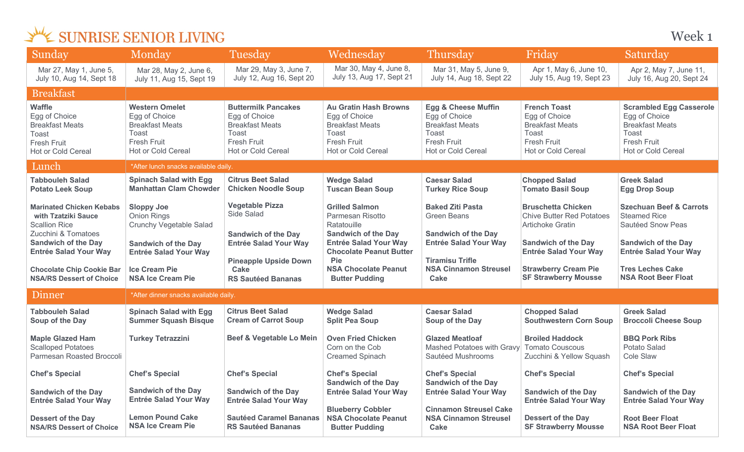# SUNRISE SENIOR LIVING

Week 1

| Sunday | Monday | Tuesday | Wednesday | Thursday | Friday | Saturday |
|---|---|---|---|---|---|---|
| Mar 27, May 1, June 5, July 10, Aug 14, Sept 18 | Mar 28, May 2, June 6, July 11, Aug 15, Sept 19 | Mar 29, May 3, June 7, July 12, Aug 16, Sept 20 | Mar 30, May 4, June 8, July 13, Aug 17, Sept 21 | Mar 31, May 5, June 9, July 14, Aug 18, Sept 22 | Apr 1, May 6, June 10, July 15, Aug 19, Sept 23 | Apr 2, May 7, June 11, July 16, Aug 20, Sept 24 |
| **Breakfast** | | | | | | |
| **Waffle**<br>Egg of Choice<br>Breakfast Meats<br>Toast<br>Fresh Fruit<br>Hot or Cold Cereal | **Western Omelet**<br>Egg of Choice<br>Breakfast Meats<br>Toast<br>Fresh Fruit<br>Hot or Cold Cereal | **Buttermilk Pancakes**<br>Egg of Choice<br>Breakfast Meats<br>Toast<br>Fresh Fruit<br>Hot or Cold Cereal | **Au Gratin Hash Browns**<br>Egg of Choice<br>Breakfast Meats<br>Toast<br>Fresh Fruit<br>Hot or Cold Cereal | **Egg & Cheese Muffin**<br>Egg of Choice<br>Breakfast Meats<br>Toast<br>Fresh Fruit<br>Hot or Cold Cereal | **French Toast**<br>Egg of Choice<br>Breakfast Meats<br>Toast<br>Fresh Fruit<br>Hot or Cold Cereal | **Scrambled Egg Casserole**<br>Egg of Choice<br>Breakfast Meats<br>Toast<br>Fresh Fruit<br>Hot or Cold Cereal |
| **Lunch** | *After lunch snacks available daily. | | | | | |
| **Tabbouleh Salad**<br>**Potato Leek Soup**<br><br>**Marinated Chicken Kebabs with Tzatziki Sauce**<br>Scallion Rice<br>Zucchini & Tomatoes<br>**Sandwich of the Day**<br>**Entrée Salad Your Way**<br><br>**Chocolate Chip Cookie Bar**<br>**NSA/RS Dessert of Choice** | **Spinach Salad with Egg**<br>**Manhattan Clam Chowder**<br><br>**Sloppy Joe**<br>Onion Rings<br>Crunchy Vegetable Salad<br><br>**Sandwich of the Day**<br>**Entrée Salad Your Way**<br><br>**Ice Cream Pie**<br>**NSA Ice Cream Pie** | **Citrus Beet Salad**<br>**Chicken Noodle Soup**<br><br>**Vegetable Pizza**<br>Side Salad<br><br>**Sandwich of the Day**<br>**Entrée Salad Your Way**<br><br>**Pineapple Upside Down Cake**<br>**RS Sautéed Bananas** | **Wedge Salad**<br>**Tuscan Bean Soup**<br><br>**Grilled Salmon**<br>Parmesan Risotto<br>Ratatouille<br>**Sandwich of the Day**<br>**Entrée Salad Your Way**<br>**Chocolate Peanut Butter Pie**<br>**NSA Chocolate Peanut Butter Pudding** | **Caesar Salad**<br>**Turkey Rice Soup**<br><br>**Baked Ziti Pasta**<br>Green Beans<br><br>**Sandwich of the Day**<br>**Entrée Salad Your Way**<br><br>**Tiramisu Trifle**<br>**NSA Cinnamon Streusel Cake** | **Chopped Salad**<br>**Tomato Basil Soup**<br><br>**Bruschetta Chicken**<br>Chive Butter Red Potatoes<br>Artichoke Gratin<br><br>**Sandwich of the Day**<br>**Entrée Salad Your Way**<br><br>**Strawberry Cream Pie**<br>**SF Strawberry Mousse** | **Greek Salad**<br>**Egg Drop Soup**<br><br>**Szechuan Beef & Carrots**<br>Steamed Rice<br>Sautéed Snow Peas<br><br>**Sandwich of the Day**<br>**Entrée Salad Your Way**<br><br>**Tres Leches Cake**<br>**NSA Root Beer Float** |
| **Dinner** | *After dinner snacks available daily. | | | | | |
| **Tabbouleh Salad**<br>**Soup of the Day**<br><br>**Maple Glazed Ham**<br>Scalloped Potatoes<br>Parmesan Roasted Broccoli<br><br>**Chef's Special**<br><br>**Sandwich of the Day**<br>**Entrée Salad Your Way**<br><br>**Dessert of the Day**<br>**NSA/RS Dessert of Choice** | **Spinach Salad with Egg**<br>**Summer Squash Bisque**<br><br>**Turkey Tetrazzini**<br><br>**Chef's Special**<br><br>**Sandwich of the Day**<br>**Entrée Salad Your Way**<br><br>**Lemon Pound Cake**<br>**NSA Ice Cream Pie** | **Citrus Beet Salad**<br>**Cream of Carrot Soup**<br><br>**Beef & Vegetable Lo Mein**<br><br>**Chef's Special**<br><br>**Sandwich of the Day**<br>**Entrée Salad Your Way**<br><br>**Sautéed Caramel Bananas**<br>**RS Sautéed Bananas** | **Wedge Salad**<br>**Split Pea Soup**<br><br>**Oven Fried Chicken**<br>Corn on the Cob<br>Creamed Spinach<br><br>**Chef's Special**<br>**Sandwich of the Day**<br>**Entrée Salad Your Way**<br><br>**Blueberry Cobbler**<br>**NSA Chocolate Peanut Butter Pudding** | **Caesar Salad**<br>**Soup of the Day**<br><br>**Glazed Meatloaf**<br>Mashed Potatoes with Gravy<br>Sautéed Mushrooms<br><br>**Chef's Special**<br>**Sandwich of the Day**<br>**Entrée Salad Your Way**<br><br>**Cinnamon Streusel Cake**<br>**NSA Cinnamon Streusel Cake** | **Chopped Salad**<br>**Southwestern Corn Soup**<br><br>**Broiled Haddock**<br>Tomato Couscous<br>Zucchini & Yellow Squash<br><br>**Chef's Special**<br><br>**Sandwich of the Day**<br>**Entrée Salad Your Way**<br><br>**Dessert of the Day**<br>**SF Strawberry Mousse** | **Greek Salad**<br>**Broccoli Cheese Soup**<br><br>**BBQ Pork Ribs**<br>Potato Salad<br>Cole Slaw<br><br>**Chef's Special**<br><br>**Sandwich of the Day**<br>**Entrée Salad Your Way**<br><br>**Root Beer Float**<br>**NSA Root Beer Float** |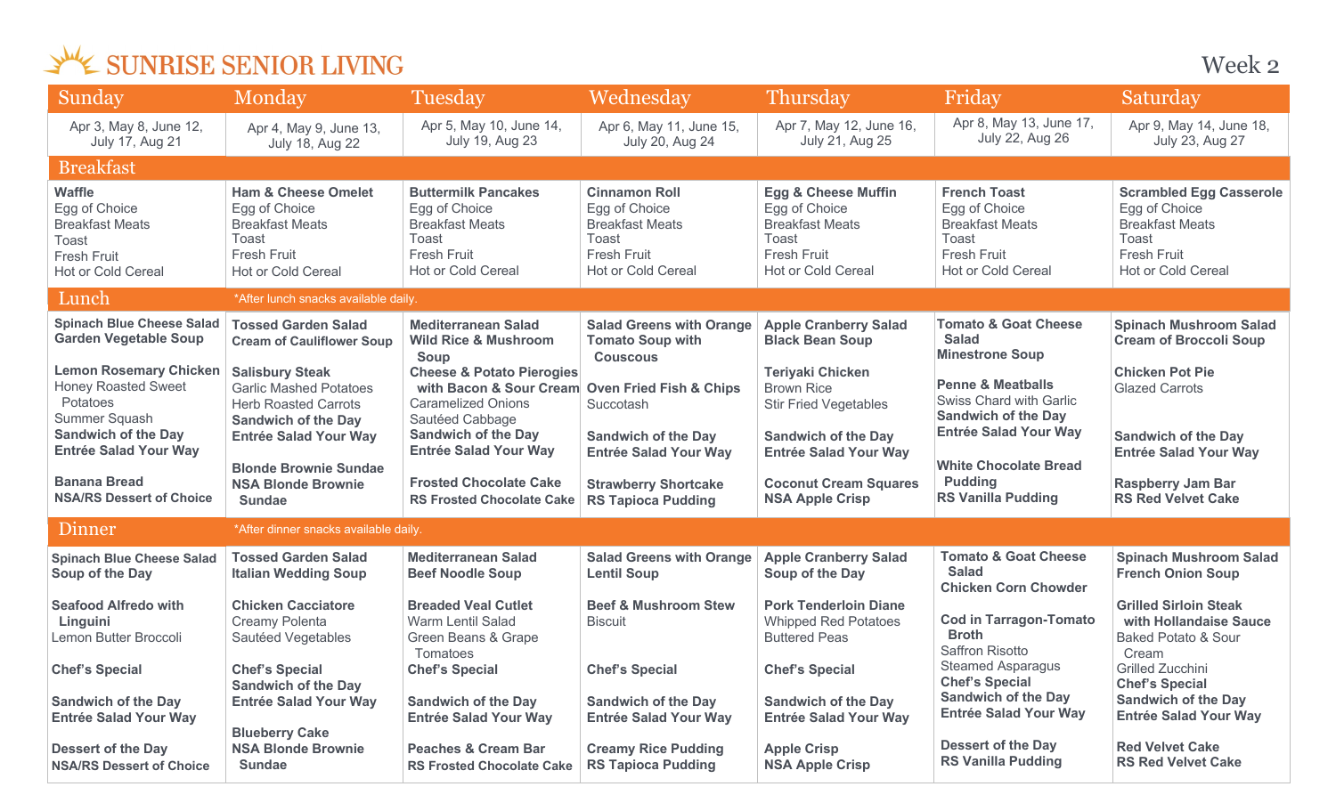# SUNRISE SENIOR LIVING

Week 2

| Sunday | Monday | Tuesday | Wednesday | Thursday | Friday | Saturday |
|---|---|---|---|---|---|---|
| Apr 3, May 8, June 12, July 17, Aug 21 | Apr 4, May 9, June 13, July 18, Aug 22 | Apr 5, May 10, June 14, July 19, Aug 23 | Apr 6, May 11, June 15, July 20, Aug 24 | Apr 7, May 12, June 16, July 21, Aug 25 | Apr 8, May 13, June 17, July 22, Aug 26 | Apr 9, May 14, June 18, July 23, Aug 27 |
| **Breakfast** | | | | | | |
| **Waffle**<br>Egg of Choice<br>Breakfast Meats<br>Toast<br>Fresh Fruit<br>Hot or Cold Cereal | **Ham & Cheese Omelet**<br>Egg of Choice<br>Breakfast Meats<br>Toast<br>Fresh Fruit<br>Hot or Cold Cereal | **Buttermilk Pancakes**<br>Egg of Choice<br>Breakfast Meats<br>Toast<br>Fresh Fruit<br>Hot or Cold Cereal | **Cinnamon Roll**<br>Egg of Choice<br>Breakfast Meats<br>Toast<br>Fresh Fruit<br>Hot or Cold Cereal | **Egg & Cheese Muffin**<br>Egg of Choice<br>Breakfast Meats<br>Toast<br>Fresh Fruit<br>Hot or Cold Cereal | **French Toast**<br>Egg of Choice<br>Breakfast Meats<br>Toast<br>Fresh Fruit<br>Hot or Cold Cereal | **Scrambled Egg Casserole**<br>Egg of Choice<br>Breakfast Meats<br>Toast<br>Fresh Fruit<br>Hot or Cold Cereal |
| **Lunch** | *After lunch snacks available daily. | | | | | |
| **Spinach Blue Cheese Salad**<br>**Garden Vegetable Soup**<br><br>**Lemon Rosemary Chicken**<br>Honey Roasted Sweet Potatoes<br>Summer Squash<br>**Sandwich of the Day**<br>**Entrée Salad Your Way**<br><br>**Banana Bread**<br>**NSA/RS Dessert of Choice** | **Tossed Garden Salad**<br>**Cream of Cauliflower Soup**<br><br>**Salisbury Steak**<br>Garlic Mashed Potatoes<br>Herb Roasted Carrots<br>**Sandwich of the Day**<br>**Entrée Salad Your Way**<br><br>**Blonde Brownie Sundae**<br>**NSA Blonde Brownie Sundae** | **Mediterranean Salad**<br>**Wild Rice & Mushroom Soup**<br>**Cheese & Potato Pierogies with Bacon & Sour Cream**<br>Caramelized Onions<br>Sautéed Cabbage<br>**Sandwich of the Day**<br>**Entrée Salad Your Way**<br><br>**Frosted Chocolate Cake**<br>**RS Frosted Chocolate Cake** | **Salad Greens with Orange**<br>**Tomato Soup with Couscous**<br><br>**Oven Fried Fish & Chips**<br>Succotash<br><br>**Sandwich of the Day**<br>**Entrée Salad Your Way**<br><br>**Strawberry Shortcake**<br>**RS Tapioca Pudding** | **Apple Cranberry Salad**<br>**Black Bean Soup**<br><br>**Teriyaki Chicken**<br>Brown Rice<br>Stir Fried Vegetables<br><br>**Sandwich of the Day**<br>**Entrée Salad Your Way**<br><br>**Coconut Cream Squares**<br>**NSA Apple Crisp** | **Tomato & Goat Cheese Salad**<br>**Minestrone Soup**<br><br>**Penne & Meatballs**<br>Swiss Chard with Garlic<br>**Sandwich of the Day**<br>**Entrée Salad Your Way**<br><br>**White Chocolate Bread Pudding**<br>**RS Vanilla Pudding** | **Spinach Mushroom Salad**<br>**Cream of Broccoli Soup**<br><br>**Chicken Pot Pie**<br>Glazed Carrots<br><br>**Sandwich of the Day**<br>**Entrée Salad Your Way**<br><br>**Raspberry Jam Bar**<br>**RS Red Velvet Cake** |
| **Dinner** | *After dinner snacks available daily. | | | | | |
| **Spinach Blue Cheese Salad**<br>**Soup of the Day**<br><br>**Seafood Alfredo with Linguini**<br>Lemon Butter Broccoli<br><br>**Chef's Special**<br><br>**Sandwich of the Day**<br>**Entrée Salad Your Way**<br><br>**Dessert of the Day**<br>**NSA/RS Dessert of Choice** | **Tossed Garden Salad**<br>**Italian Wedding Soup**<br><br>**Chicken Cacciatore**<br>Creamy Polenta<br>Sautéed Vegetables<br><br>**Chef's Special**<br>**Sandwich of the Day**<br>**Entrée Salad Your Way**<br><br>**Blueberry Cake**<br>**NSA Blonde Brownie Sundae** | **Mediterranean Salad**<br>**Beef Noodle Soup**<br><br>**Breaded Veal Cutlet**<br>Warm Lentil Salad<br>Green Beans & Grape Tomatoes<br>**Chef's Special**<br><br>**Sandwich of the Day**<br>**Entrée Salad Your Way**<br><br>**Peaches & Cream Bar**<br>**RS Frosted Chocolate Cake** | **Salad Greens with Orange**<br>**Lentil Soup**<br><br>**Beef & Mushroom Stew**<br>Biscuit<br><br>**Chef's Special**<br><br>**Sandwich of the Day**<br>**Entrée Salad Your Way**<br><br>**Creamy Rice Pudding**<br>**RS Tapioca Pudding** | **Apple Cranberry Salad**<br>**Soup of the Day**<br><br>**Pork Tenderloin Diane**<br>Whipped Red Potatoes<br>Buttered Peas<br><br>**Chef's Special**<br><br>**Sandwich of the Day**<br>**Entrée Salad Your Way**<br><br>**Apple Crisp**<br>**NSA Apple Crisp** | **Tomato & Goat Cheese Salad**<br>**Chicken Corn Chowder**<br><br>**Cod in Tarragon-Tomato Broth**<br>Saffron Risotto<br>Steamed Asparagus<br>**Chef's Special**<br>**Sandwich of the Day**<br>**Entrée Salad Your Way**<br><br>**Dessert of the Day**<br>**RS Vanilla Pudding** | **Spinach Mushroom Salad**<br>**French Onion Soup**<br><br>**Grilled Sirloin Steak with Hollandaise Sauce**<br>Baked Potato & Sour Cream<br>Grilled Zucchini<br>**Chef's Special**<br>**Sandwich of the Day**<br>**Entrée Salad Your Way**<br><br>**Red Velvet Cake**<br>**RS Red Velvet Cake** |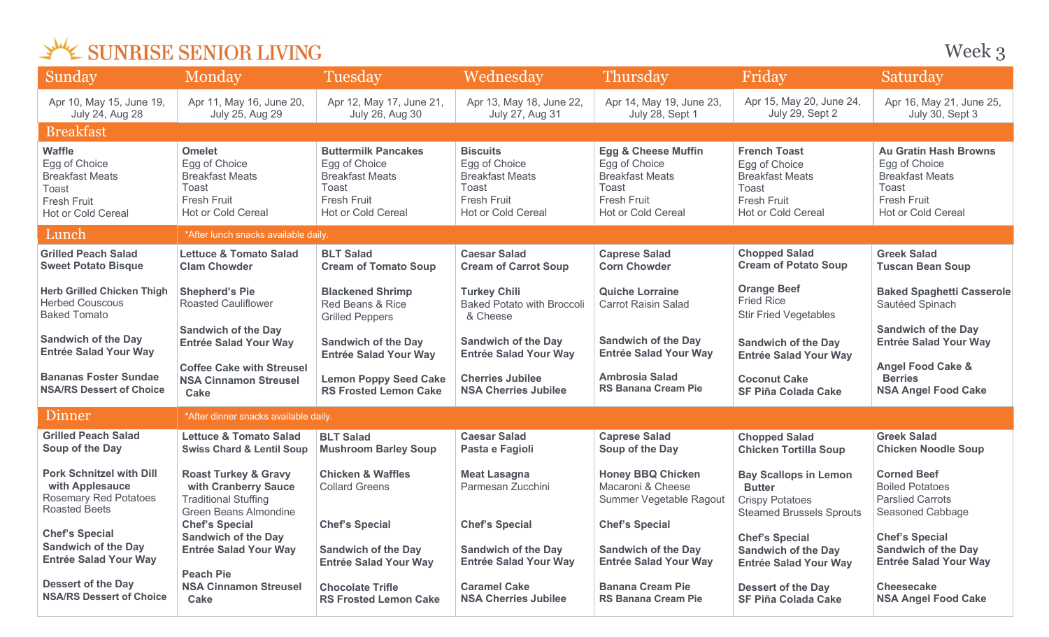# SUNRISE SENIOR LIVING

Week 3

| | Sunday | Monday | Tuesday | Wednesday | Thursday | Friday | Saturday |
|---|---|---|---|---|---|---|---|
| | Apr 10, May 15, June 19, July 24, Aug 28 | Apr 11, May 16, June 20, July 25, Aug 29 | Apr 12, May 17, June 21, July 26, Aug 30 | Apr 13, May 18, June 22, July 27, Aug 31 | Apr 14, May 19, June 23, July 28, Sept 1 | Apr 15, May 20, June 24, July 29, Sept 2 | Apr 16, May 21, June 25, July 30, Sept 3 |
| **Breakfast** | **Waffle**<br>Egg of Choice<br>Breakfast Meats<br>Toast<br>Fresh Fruit<br>Hot or Cold Cereal | **Omelet**<br>Egg of Choice<br>Breakfast Meats<br>Toast<br>Fresh Fruit<br>Hot or Cold Cereal | **Buttermilk Pancakes**<br>Egg of Choice<br>Breakfast Meats<br>Toast<br>Fresh Fruit<br>Hot or Cold Cereal | **Biscuits**<br>Egg of Choice<br>Breakfast Meats<br>Toast<br>Fresh Fruit<br>Hot or Cold Cereal | **Egg & Cheese Muffin**<br>Egg of Choice<br>Breakfast Meats<br>Toast<br>Fresh Fruit<br>Hot or Cold Cereal | **French Toast**<br>Egg of Choice<br>Breakfast Meats<br>Toast<br>Fresh Fruit<br>Hot or Cold Cereal | **Au Gratin Hash Browns**<br>Egg of Choice<br>Breakfast Meats<br>Toast<br>Fresh Fruit<br>Hot or Cold Cereal |
| **Lunch** *After lunch snacks available daily. | **Grilled Peach Salad**<br>**Sweet Potato Bisque**<br><br>**Herb Grilled Chicken Thigh**<br>Herbed Couscous<br>Baked Tomato<br><br>**Sandwich of the Day**<br>**Entrée Salad Your Way**<br><br>**Bananas Foster Sundae**<br>**NSA/RS Dessert of Choice** | **Lettuce & Tomato Salad**<br>**Clam Chowder**<br><br>**Shepherd's Pie**<br>Roasted Cauliflower<br><br>**Sandwich of the Day**<br>**Entrée Salad Your Way**<br><br>**Coffee Cake with Streusel**<br>**NSA Cinnamon Streusel Cake** | **BLT Salad**<br>**Cream of Tomato Soup**<br><br>**Blackened Shrimp**<br>Red Beans & Rice<br>Grilled Peppers<br><br>**Sandwich of the Day**<br>**Entrée Salad Your Way**<br><br>**Lemon Poppy Seed Cake**<br>**RS Frosted Lemon Cake** | **Caesar Salad**<br>**Cream of Carrot Soup**<br><br>**Turkey Chili**<br>Baked Potato with Broccoli & Cheese<br><br>**Sandwich of the Day**<br>**Entrée Salad Your Way**<br><br>**Cherries Jubilee**<br>**NSA Cherries Jubilee** | **Caprese Salad**<br>**Corn Chowder**<br><br>**Quiche Lorraine**<br>Carrot Raisin Salad<br><br>**Sandwich of the Day**<br>**Entrée Salad Your Way**<br><br>**Ambrosia Salad**<br>**RS Banana Cream Pie** | **Chopped Salad**<br>**Cream of Potato Soup**<br><br>**Orange Beef**<br>Fried Rice<br>Stir Fried Vegetables<br><br>**Sandwich of the Day**<br>**Entrée Salad Your Way**<br><br>**Coconut Cake**<br>**SF Piña Colada Cake** | **Greek Salad**<br>**Tuscan Bean Soup**<br><br>**Baked Spaghetti Casserole**<br>Sautéed Spinach<br><br>**Sandwich of the Day**<br>**Entrée Salad Your Way**<br><br>**Angel Food Cake & Berries**<br>**NSA Angel Food Cake** |
| **Dinner** *After dinner snacks available daily. | **Grilled Peach Salad**<br>**Soup of the Day**<br><br>**Pork Schnitzel with Dill with Applesauce**<br>Rosemary Red Potatoes<br>Roasted Beets<br><br>**Chef's Special**<br>**Sandwich of the Day**<br>**Entrée Salad Your Way**<br><br>**Dessert of the Day**<br>**NSA/RS Dessert of Choice** | **Lettuce & Tomato Salad**<br>**Swiss Chard & Lentil Soup**<br><br>**Roast Turkey & Gravy with Cranberry Sauce**<br>Traditional Stuffing<br>Green Beans Almondine<br>**Chef's Special**<br>**Sandwich of the Day**<br>**Entrée Salad Your Way**<br><br>**Peach Pie**<br>**NSA Cinnamon Streusel Cake** | **BLT Salad**<br>**Mushroom Barley Soup**<br><br>**Chicken & Waffles**<br>Collard Greens<br><br>**Chef's Special**<br><br>**Sandwich of the Day**<br>**Entrée Salad Your Way**<br><br>**Chocolate Trifle**<br>**RS Frosted Lemon Cake** | **Caesar Salad**<br>**Pasta e Fagioli**<br><br>**Meat Lasagna**<br>Parmesan Zucchini<br><br>**Chef's Special**<br><br>**Sandwich of the Day**<br>**Entrée Salad Your Way**<br><br>**Caramel Cake**<br>**NSA Cherries Jubilee** | **Caprese Salad**<br>**Soup of the Day**<br><br>**Honey BBQ Chicken**<br>Macaroni & Cheese<br>Summer Vegetable Ragout<br><br>**Chef's Special**<br><br>**Sandwich of the Day**<br>**Entrée Salad Your Way**<br><br>**Banana Cream Pie**<br>**RS Banana Cream Pie** | **Chopped Salad**<br>**Chicken Tortilla Soup**<br><br>**Bay Scallops in Lemon Butter**<br>Crispy Potatoes<br>Steamed Brussels Sprouts<br><br>**Chef's Special**<br>**Sandwich of the Day**<br>**Entrée Salad Your Way**<br><br>**Dessert of the Day**<br>**SF Piña Colada Cake** | **Greek Salad**<br>**Chicken Noodle Soup**<br><br>**Corned Beef**<br>Boiled Potatoes<br>Parslied Carrots<br>Seasoned Cabbage<br><br>**Chef's Special**<br>**Sandwich of the Day**<br>**Entrée Salad Your Way**<br><br>**Cheesecake**<br>**NSA Angel Food Cake** |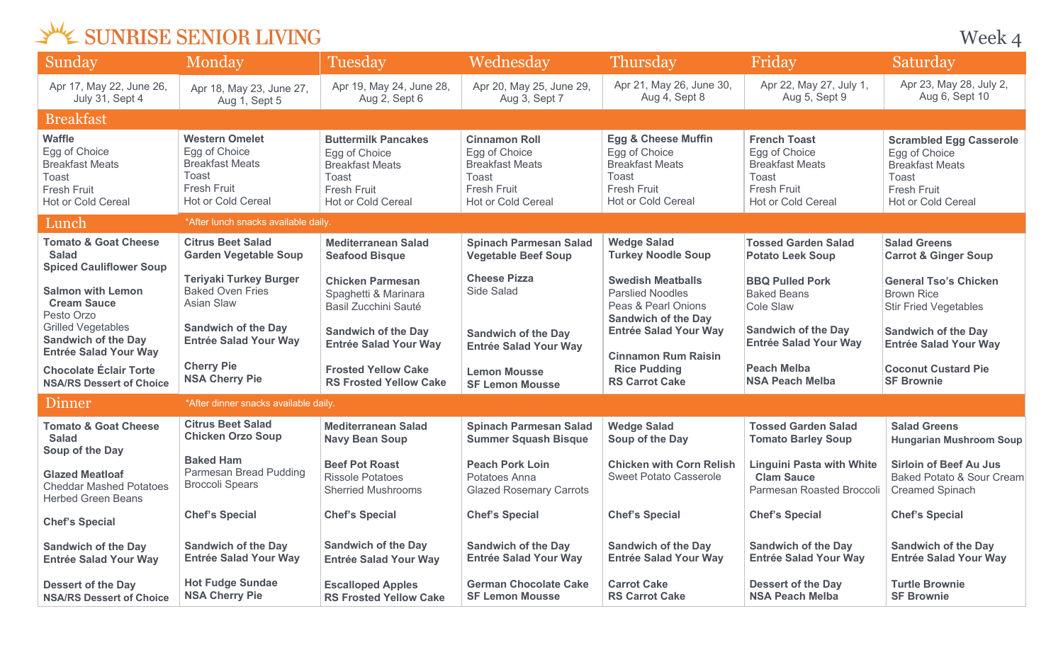# SUNRISE SENIOR LIVING

Week 4

| Sunday | Monday | Tuesday | Wednesday | Thursday | Friday | Saturday |
|---|---|---|---|---|---|---|
| Apr 17, May 22, June 26, July 31, Sept 4 | Apr 18, May 23, June 27, Aug 1, Sept 5 | Apr 19, May 24, June 28, Aug 2, Sept 6 | Apr 20, May 25, June 29, Aug 3, Sept 7 | Apr 21, May 26, June 30, Aug 4, Sept 8 | Apr 22, May 27, July 1, Aug 5, Sept 9 | Apr 23, May 28, July 2, Aug 6, Sept 10 |
| **Breakfast** | | | | | | |
| **Waffle**<br>Egg of Choice<br>Breakfast Meats<br>Toast<br>Fresh Fruit<br>Hot or Cold Cereal | **Western Omelet**<br>Egg of Choice<br>Breakfast Meats<br>Toast<br>Fresh Fruit<br>Hot or Cold Cereal | **Buttermilk Pancakes**<br>Egg of Choice<br>Breakfast Meats<br>Toast<br>Fresh Fruit<br>Hot or Cold Cereal | **Cinnamon Roll**<br>Egg of Choice<br>Breakfast Meats<br>Toast<br>Fresh Fruit<br>Hot or Cold Cereal | **Egg & Cheese Muffin**<br>Egg of Choice<br>Breakfast Meats<br>Toast<br>Fresh Fruit<br>Hot or Cold Cereal | **French Toast**<br>Egg of Choice<br>Breakfast Meats<br>Toast<br>Fresh Fruit<br>Hot or Cold Cereal | **Scrambled Egg Casserole**<br>Egg of Choice<br>Breakfast Meats<br>Toast<br>Fresh Fruit<br>Hot or Cold Cereal |
| **Lunch** | *After lunch snacks available daily. | | | | | |
| **Tomato & Goat Cheese Salad**<br>**Spiced Cauliflower Soup**<br><br>**Salmon with Lemon Cream Sauce**<br>Pesto Orzo<br>Grilled Vegetables<br>**Sandwich of the Day**<br>**Entrée Salad Your Way**<br><br>**Chocolate Éclair Torte**<br>**NSA/RS Dessert of Choice** | **Citrus Beet Salad**<br>**Garden Vegetable Soup**<br><br>**Teriyaki Turkey Burger**<br>Baked Oven Fries<br>Asian Slaw<br><br>**Sandwich of the Day**<br>**Entrée Salad Your Way**<br><br>**Cherry Pie**<br>**NSA Cherry Pie** | **Mediterranean Salad**<br>**Seafood Bisque**<br><br>**Chicken Parmesan**<br>Spaghetti & Marinara<br>Basil Zucchini Sauté<br><br>**Sandwich of the Day**<br>**Entrée Salad Your Way**<br><br>**Frosted Yellow Cake**<br>**RS Frosted Yellow Cake** | **Spinach Parmesan Salad**<br>**Vegetable Beef Soup**<br><br>**Cheese Pizza**<br>Side Salad<br><br>**Sandwich of the Day**<br>**Entrée Salad Your Way**<br><br>**Lemon Mousse**<br>**SF Lemon Mousse** | **Wedge Salad**<br>**Turkey Noodle Soup**<br><br>**Swedish Meatballs**<br>Parslied Noodles<br>Peas & Pearl Onions<br>**Sandwich of the Day**<br>**Entrée Salad Your Way**<br><br>**Cinnamon Rum Raisin Rice Pudding**<br>**RS Carrot Cake** | **Tossed Garden Salad**<br>**Potato Leek Soup**<br><br>**BBQ Pulled Pork**<br>Baked Beans<br>Cole Slaw<br><br>**Sandwich of the Day**<br>**Entrée Salad Your Way**<br><br>**Peach Melba**<br>**NSA Peach Melba** | **Salad Greens**<br>**Carrot & Ginger Soup**<br><br>**General Tso's Chicken**<br>Brown Rice<br>Stir Fried Vegetables<br><br>**Sandwich of the Day**<br>**Entrée Salad Your Way**<br><br>**Coconut Custard Pie**<br>**SF Brownie** |
| **Dinner** | *After dinner snacks available daily. | | | | | |
| **Tomato & Goat Cheese Salad**<br>**Soup of the Day**<br><br>**Glazed Meatloaf**<br>Cheddar Mashed Potatoes<br>Herbed Green Beans<br><br>**Chef's Special**<br><br>**Sandwich of the Day**<br>**Entrée Salad Your Way**<br><br>**Dessert of the Day**<br>**NSA/RS Dessert of Choice** | **Citrus Beet Salad**<br>**Chicken Orzo Soup**<br><br>**Baked Ham**<br>Parmesan Bread Pudding<br>Broccoli Spears<br><br>**Chef's Special**<br><br>**Sandwich of the Day**<br>**Entrée Salad Your Way**<br><br>**Hot Fudge Sundae**<br>**NSA Cherry Pie** | **Mediterranean Salad**<br>**Navy Bean Soup**<br><br>**Beef Pot Roast**<br>Rissole Potatoes<br>Sherried Mushrooms<br><br>**Chef's Special**<br><br>**Sandwich of the Day**<br>**Entrée Salad Your Way**<br><br>**Escalloped Apples**<br>**RS Frosted Yellow Cake** | **Spinach Parmesan Salad**<br>**Summer Squash Bisque**<br><br>**Peach Pork Loin**<br>Potatoes Anna<br>Glazed Rosemary Carrots<br><br>**Chef's Special**<br><br>**Sandwich of the Day**<br>**Entrée Salad Your Way**<br><br>**German Chocolate Cake**<br>**SF Lemon Mousse** | **Wedge Salad**<br>**Soup of the Day**<br><br>**Chicken with Corn Relish**<br>Sweet Potato Casserole<br><br>**Chef's Special**<br><br>**Sandwich of the Day**<br>**Entrée Salad Your Way**<br><br>**Carrot Cake**<br>**RS Carrot Cake** | **Tossed Garden Salad**<br>**Tomato Barley Soup**<br><br>**Linguini Pasta with White Clam Sauce**<br>Parmesan Roasted Broccoli<br><br>**Chef's Special**<br><br>**Sandwich of the Day**<br>**Entrée Salad Your Way**<br><br>**Dessert of the Day**<br>**NSA Peach Melba** | **Salad Greens**<br>**Hungarian Mushroom Soup**<br><br>**Sirloin of Beef Au Jus**<br>Baked Potato & Sour Cream<br>Creamed Spinach<br><br>**Chef's Special**<br><br>**Sandwich of the Day**<br>**Entrée Salad Your Way**<br><br>**Turtle Brownie**<br>**SF Brownie** |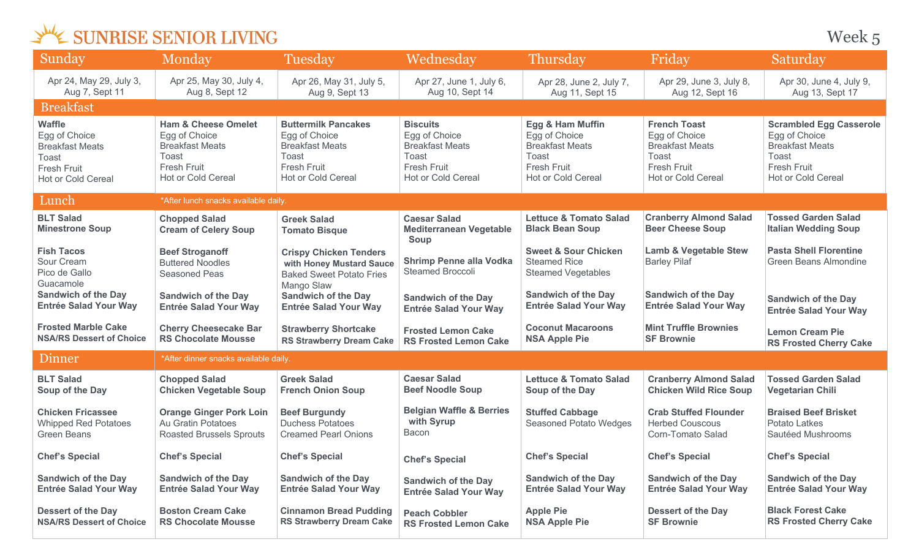# SUNRISE SENIOR LIVING

Week 5

| Sunday | Monday | Tuesday | Wednesday | Thursday | Friday | Saturday |
|---|---|---|---|---|---|---|
| Apr 24, May 29, July 3, Aug 7, Sept 11 | Apr 25, May 30, July 4, Aug 8, Sept 12 | Apr 26, May 31, July 5, Aug 9, Sept 13 | Apr 27, June 1, July 6, Aug 10, Sept 14 | Apr 28, June 2, July 7, Aug 11, Sept 15 | Apr 29, June 3, July 8, Aug 12, Sept 16 | Apr 30, June 4, July 9, Aug 13, Sept 17 |
| **Breakfast** | | | | | | |
| **Waffle**<br>Egg of Choice<br>Breakfast Meats<br>Toast<br>Fresh Fruit<br>Hot or Cold Cereal | **Ham & Cheese Omelet**<br>Egg of Choice<br>Breakfast Meats<br>Toast<br>Fresh Fruit<br>Hot or Cold Cereal | **Buttermilk Pancakes**<br>Egg of Choice<br>Breakfast Meats<br>Toast<br>Fresh Fruit<br>Hot or Cold Cereal | **Biscuits**<br>Egg of Choice<br>Breakfast Meats<br>Toast<br>Fresh Fruit<br>Hot or Cold Cereal | **Egg & Ham Muffin**<br>Egg of Choice<br>Breakfast Meats<br>Toast<br>Fresh Fruit<br>Hot or Cold Cereal | **French Toast**<br>Egg of Choice<br>Breakfast Meats<br>Toast<br>Fresh Fruit<br>Hot or Cold Cereal | **Scrambled Egg Casserole**<br>Egg of Choice<br>Breakfast Meats<br>Toast<br>Fresh Fruit<br>Hot or Cold Cereal |
| **Lunch** | *After lunch snacks available daily. | | | | | |
| **BLT Salad**<br>**Minestrone Soup** | **Chopped Salad**<br>**Cream of Celery Soup** | **Greek Salad**<br>**Tomato Bisque** | **Caesar Salad**<br>**Mediterranean Vegetable Soup** | **Lettuce & Tomato Salad**<br>**Black Bean Soup** | **Cranberry Almond Salad**<br>**Beer Cheese Soup** | **Tossed Garden Salad**<br>**Italian Wedding Soup** |
| **Fish Tacos**<br>Sour Cream<br>Pico de Gallo<br>Guacamole | **Beef Stroganoff**<br>Buttered Noodles<br>Seasoned Peas | **Crispy Chicken Tenders with Honey Mustard Sauce**<br>Baked Sweet Potato Fries<br>Mango Slaw | **Shrimp Penne alla Vodka**<br>Steamed Broccoli | **Sweet & Sour Chicken**<br>Steamed Rice<br>Steamed Vegetables | **Lamb & Vegetable Stew**<br>Barley Pilaf | **Pasta Shell Florentine**<br>Green Beans Almondine |
| **Sandwich of the Day**<br>**Entrée Salad Your Way** | **Sandwich of the Day**<br>**Entrée Salad Your Way** | **Sandwich of the Day**<br>**Entrée Salad Your Way** | **Sandwich of the Day**<br>**Entrée Salad Your Way** | **Sandwich of the Day**<br>**Entrée Salad Your Way** | **Sandwich of the Day**<br>**Entrée Salad Your Way** | **Sandwich of the Day**<br>**Entrée Salad Your Way** |
| **Frosted Marble Cake**<br>**NSA/RS Dessert of Choice** | **Cherry Cheesecake Bar**<br>**RS Chocolate Mousse** | **Strawberry Shortcake**<br>**RS Strawberry Dream Cake** | **Frosted Lemon Cake**<br>**RS Frosted Lemon Cake** | **Coconut Macaroons**<br>**NSA Apple Pie** | **Mint Truffle Brownies**<br>**SF Brownie** | **Lemon Cream Pie**<br>**RS Frosted Cherry Cake** |
| **Dinner** | *After dinner snacks available daily. | | | | | |
| **BLT Salad**<br>**Soup of the Day** | **Chopped Salad**<br>**Chicken Vegetable Soup** | **Greek Salad**<br>**French Onion Soup** | **Caesar Salad**<br>**Beef Noodle Soup** | **Lettuce & Tomato Salad**<br>**Soup of the Day** | **Cranberry Almond Salad**<br>**Chicken Wild Rice Soup** | **Tossed Garden Salad**<br>**Vegetarian Chili** |
| **Chicken Fricassee**<br>Whipped Red Potatoes<br>Green Beans | **Orange Ginger Pork Loin**<br>Au Gratin Potatoes<br>Roasted Brussels Sprouts | **Beef Burgundy**<br>Duchess Potatoes<br>Creamed Pearl Onions | **Belgian Waffle & Berries with Syrup**<br>Bacon | **Stuffed Cabbage**<br>Seasoned Potato Wedges | **Crab Stuffed Flounder**<br>Herbed Couscous<br>Corn-Tomato Salad | **Braised Beef Brisket**<br>Potato Latkes<br>Sautéed Mushrooms |
| **Chef's Special** | **Chef's Special** | **Chef's Special** | **Chef's Special** | **Chef's Special** | **Chef's Special** | **Chef's Special** |
| **Sandwich of the Day**<br>**Entrée Salad Your Way** | **Sandwich of the Day**<br>**Entrée Salad Your Way** | **Sandwich of the Day**<br>**Entrée Salad Your Way** | **Sandwich of the Day**<br>**Entrée Salad Your Way** | **Sandwich of the Day**<br>**Entrée Salad Your Way** | **Sandwich of the Day**<br>**Entrée Salad Your Way** | **Sandwich of the Day**<br>**Entrée Salad Your Way** |
| **Dessert of the Day**<br>**NSA/RS Dessert of Choice** | **Boston Cream Cake**<br>**RS Chocolate Mousse** | **Cinnamon Bread Pudding**<br>**RS Strawberry Dream Cake** | **Peach Cobbler**<br>**RS Frosted Lemon Cake** | **Apple Pie**<br>**NSA Apple Pie** | **Dessert of the Day**<br>**SF Brownie** | **Black Forest Cake**<br>**RS Frosted Cherry Cake** |